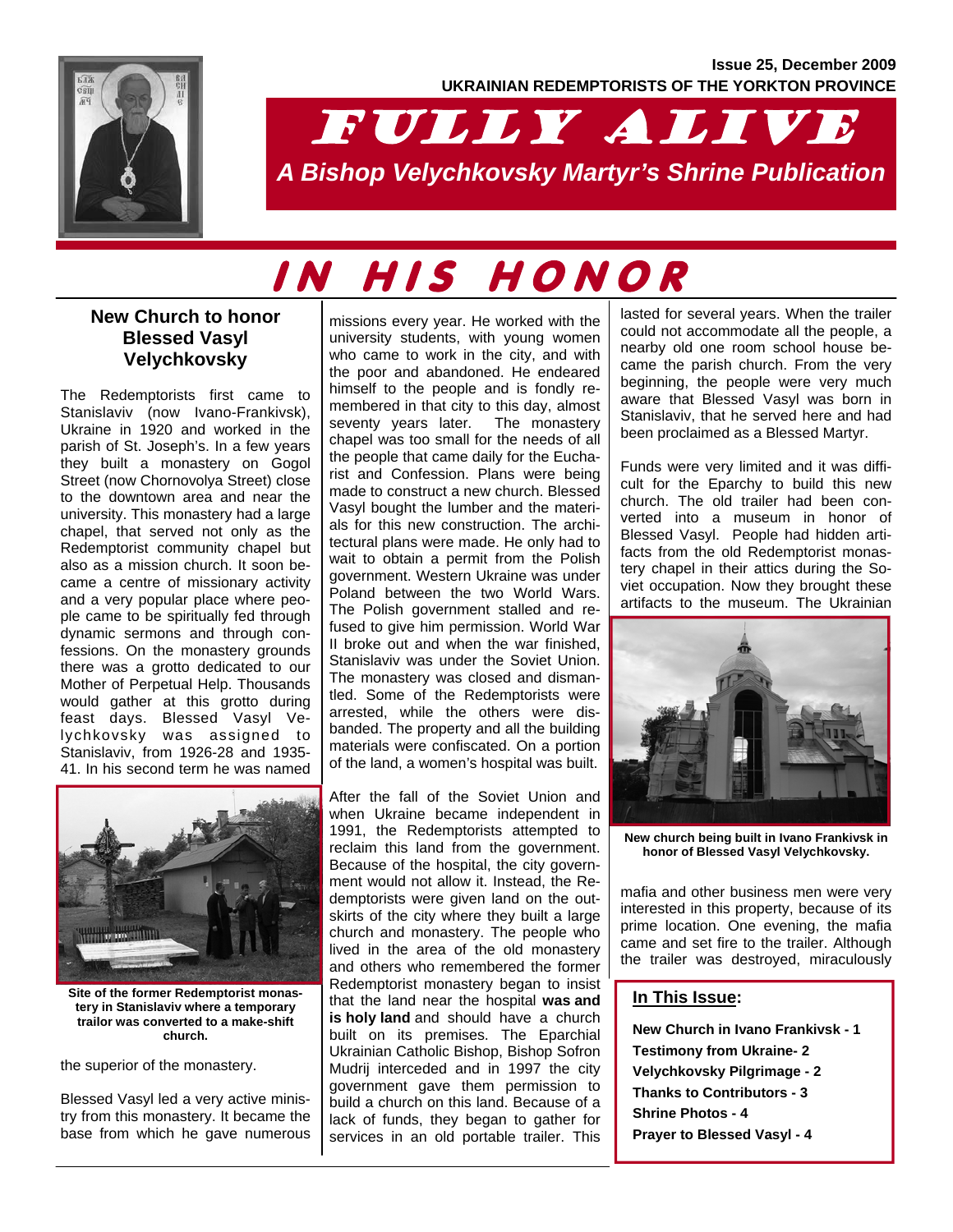**Issue 25, December 2009**

**UKRAINIAN REDEMPTORISTS OF THE YORKTON PROVINCE**

# FULLY ALIVE

***A Bishop Velychkovsky Martyr's Shrine Publication***

# IN HIS HONOR

## New Church to honor Blessed Vasyl Velychkovsky

The Redemptorists first came to Stanislaviv (now Ivano-Frankivsk), Ukraine in 1920 and worked in the parish of St. Joseph's. In a few years they built a monastery on Gogol Street (now Chornovolya Street) close to the downtown area and near the university. This monastery had a large chapel, that served not only as the Redemptorist community chapel but also as a mission church. It soon became a centre of missionary activity and a very popular place where people came to be spiritually fed through dynamic sermons and through confessions. On the monastery grounds there was a grotto dedicated to our Mother of Perpetual Help. Thousands would gather at this grotto during feast days. Blessed Vasyl Velychkovsky was assigned to Stanislaviv, from 1926-28 and 1935-41. In his second term he was named the superior of the monastery.

**Site of the former Redemptorist monastery in Stanislaviv where a temporary trailor was converted to a make-shift church.**

Blessed Vasyl led a very active ministry from this monastery. It became the base from which he gave numerous missions every year. He worked with the university students, with young women who came to work in the city, and with the poor and abandoned. He endeared himself to the people and is fondly remembered in that city to this day, almost seventy years later. The monastery chapel was too small for the needs of all the people that came daily for the Eucharist and Confession. Plans were being made to construct a new church. Blessed Vasyl bought the lumber and the materials for this new construction. The architectural plans were made. He only had to wait to obtain a permit from the Polish government. Western Ukraine was under Poland between the two World Wars. The Polish government stalled and refused to give him permission. World War II broke out and when the war finished, Stanislaviv was under the Soviet Union. The monastery was closed and dismantled. Some of the Redemptorists were arrested, while the others were disbanded. The property and all the building materials were confiscated. On a portion of the land, a women's hospital was built.

After the fall of the Soviet Union and when Ukraine became independent in 1991, the Redemptorists attempted to reclaim this land from the government. Because of the hospital, the city government would not allow it. Instead, the Redemptorists were given land on the outskirts of the city where they built a large church and monastery. The people who lived in the area of the old monastery and others who remembered the former Redemptorist monastery began to insist that the land near the hospital **was and is holy land** and should have a church built on its premises. The Eparchial Ukrainian Catholic Bishop, Bishop Sofron Mudrij interceded and in 1997 the city government gave them permission to build a church on this land. Because of a lack of funds, they began to gather for services in an old portable trailer. This lasted for several years. When the trailer could not accommodate all the people, a nearby old one room school house became the parish church. From the very beginning, the people were very much aware that Blessed Vasyl was born in Stanislaviv, that he served here and had been proclaimed as a Blessed Martyr.

Funds were very limited and it was difficult for the Eparchy to build this new church. The old trailer had been converted into a museum in honor of Blessed Vasyl. People had hidden artifacts from the old Redemptorist monastery chapel in their attics during the Soviet occupation. Now they brought these artifacts to the museum. The Ukrainian mafia and other business men were very interested in this property, because of its prime location. One evening, the mafia came and set fire to the trailer. Although the trailer was destroyed, miraculously

**New church being built in Ivano Frankivsk in honor of Blessed Vasyl Velychkovsky.**

**In This Issue:**

- **New Church in Ivano Frankivsk - 1**
- **Testimony from Ukraine- 2**
- **Velychkovsky Pilgrimage - 2**
- **Thanks to Contributors - 3**
- **Shrine Photos - 4**
- **Prayer to Blessed Vasyl - 4**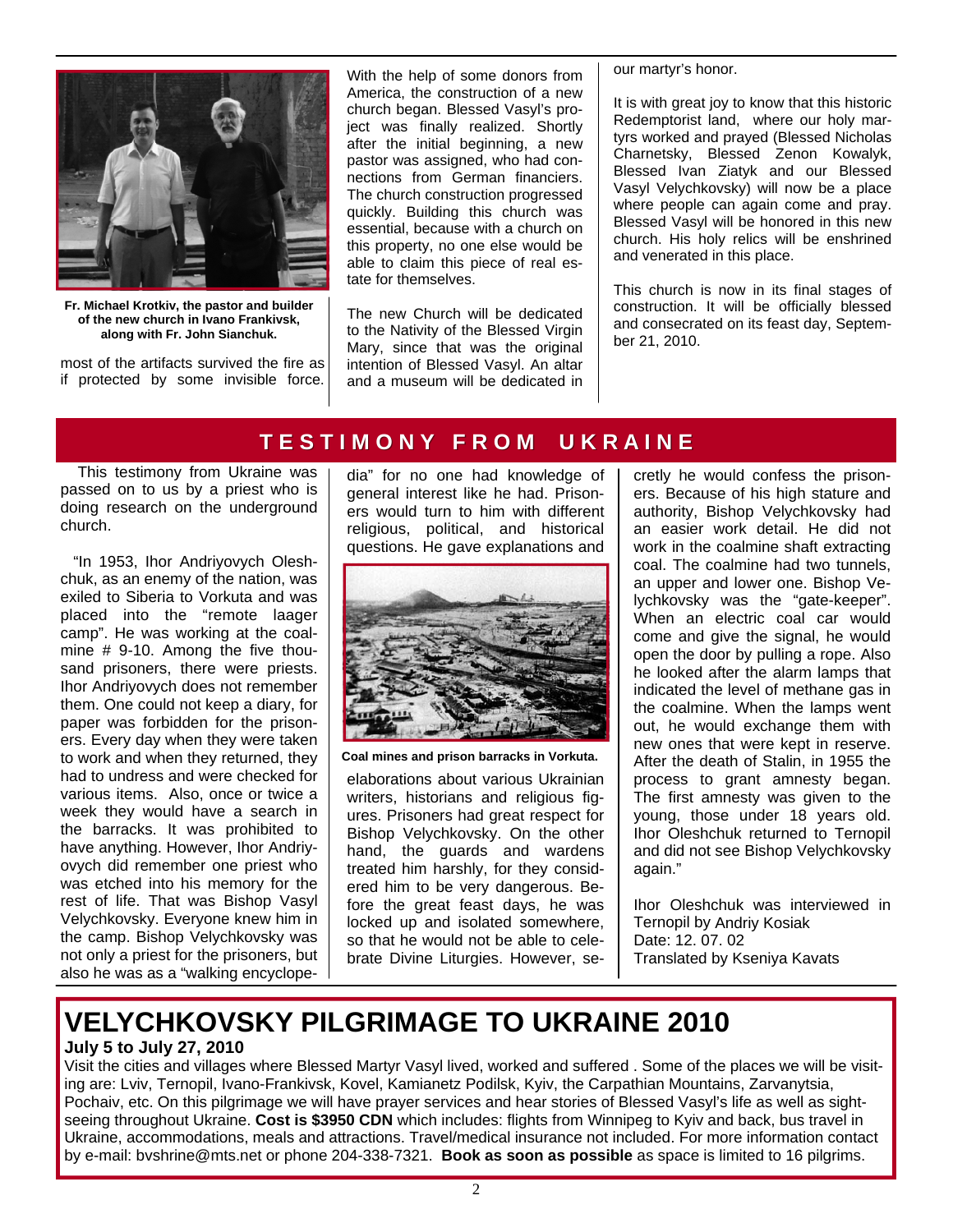Fr. Michael Krotkiv, the pastor and builder of the new church in Ivano Frankivsk, along with Fr. John Sianchuk.

most of the artifacts survived the fire as if protected by some invisible force.

With the help of some donors from America, the construction of a new church began. Blessed Vasyl's project was finally realized. Shortly after the initial beginning, a new pastor was assigned, who had connections from German financiers. The church construction progressed quickly. Building this church was essential, because with a church on this property, no one else would be able to claim this piece of real estate for themselves.

The new Church will be dedicated to the Nativity of the Blessed Virgin Mary, since that was the original intention of Blessed Vasyl. An altar and a museum will be dedicated in our martyr's honor.

It is with great joy to know that this historic Redemptorist land, where our holy martyrs worked and prayed (Blessed Nicholas Charnetsky, Blessed Zenon Kowalyk, Blessed Ivan Ziatyk and our Blessed Vasyl Velychkovsky) will now be a place where people can again come and pray. Blessed Vasyl will be honored in this new church. His holy relics will be enshrined and venerated in this place.

This church is now in its final stages of construction. It will be officially blessed and consecrated on its feast day, September 21, 2010.

## TESTIMONY FROM UKRAINE

This testimony from Ukraine was passed on to us by a priest who is doing research on the underground church.

"In 1953, Ihor Andriyovych Oleshchuk, as an enemy of the nation, was exiled to Siberia to Vorkuta and was placed into the "remote laager camp". He was working at the coalmine # 9-10. Among the five thousand prisoners, there were priests. Ihor Andriyovych does not remember them. One could not keep a diary, for paper was forbidden for the prisoners. Every day when they were taken to work and when they returned, they had to undress and were checked for various items. Also, once or twice a week they would have a search in the barracks. It was prohibited to have anything. However, Ihor Andriyovych did remember one priest who was etched into his memory for the rest of life. That was Bishop Vasyl Velychkovsky. Everyone knew him in the camp. Bishop Velychkovsky was not only a priest for the prisoners, but also he was as a "walking encyclopedia" for no one had knowledge of general interest like he had. Prisoners would turn to him with different religious, political, and historical questions. He gave explanations and elaborations about various Ukrainian writers, historians and religious figures. Prisoners had great respect for Bishop Velychkovsky. On the other hand, the guards and wardens treated him harshly, for they considered him to be very dangerous. Before the great feast days, he was locked up and isolated somewhere, so that he would not be able to celebrate Divine Liturgies. However, secretly he would confess the prisoners. Because of his high stature and authority, Bishop Velychkovsky had an easier work detail. He did not work in the coalmine shaft extracting coal. The coalmine had two tunnels, an upper and lower one. Bishop Velychkovsky was the "gate-keeper". When an electric coal car would come and give the signal, he would open the door by pulling a rope. Also he looked after the alarm lamps that indicated the level of methane gas in the coalmine. When the lamps went out, he would exchange them with new ones that were kept in reserve. After the death of Stalin, in 1955 the process to grant amnesty began. The first amnesty was given to the young, those under 18 years old. Ihor Oleshchuk returned to Ternopil and did not see Bishop Velychkovsky again."

Coal mines and prison barracks in Vorkuta.

Ihor Oleshchuk was interviewed in Ternopil by Andriy Kosiak
Date: 12. 07. 02
Translated by Kseniya Kavats

# VELYCHKOVSKY PILGRIMAGE TO UKRAINE 2010

**July 5 to July 27, 2010**

Visit the cities and villages where Blessed Martyr Vasyl lived, worked and suffered . Some of the places we will be visiting are: Lviv, Ternopil, Ivano-Frankivsk, Kovel, Kamianetz Podilsk, Kyiv, the Carpathian Mountains, Zarvanytsia, Pochaiv, etc. On this pilgrimage we will have prayer services and hear stories of Blessed Vasyl's life as well as sightseeing throughout Ukraine. **Cost is $3950 CDN** which includes: flights from Winnipeg to Kyiv and back, bus travel in Ukraine, accommodations, meals and attractions. Travel/medical insurance not included. For more information contact by e-mail: bvshrine@mts.net or phone 204-338-7321. **Book as soon as possible** as space is limited to 16 pilgrims.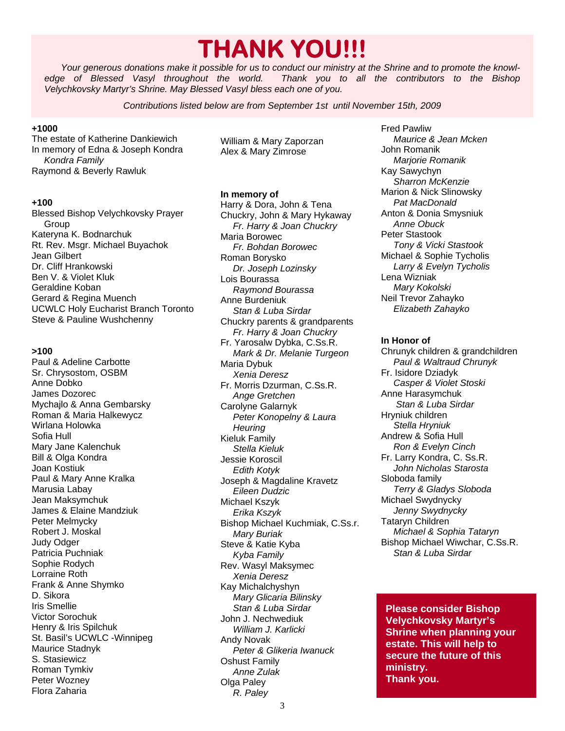# THANK YOU!!!

*Your generous donations make it possible for us to conduct our ministry at the Shrine and to promote the knowledge of Blessed Vasyl throughout the world. Thank you to all the contributors to the Bishop Velychkovsky Martyr's Shrine. May Blessed Vasyl bless each one of you.*

*Contributions listed below are from September 1st until November 15th, 2009*

**+1000**

The estate of Katherine Dankiewich
In memory of Edna & Joseph Kondra
*Kondra Family*
Raymond & Beverly Rawluk

**+100**

Blessed Bishop Velychkovsky Prayer Group
Kateryna K. Bodnarchuk
Rt. Rev. Msgr. Michael Buyachok
Jean Gilbert
Dr. Cliff Hrankowski
Ben V. & Violet Kluk
Geraldine Koban
Gerard & Regina Muench
UCWLC Holy Eucharist Branch Toronto
Steve & Pauline Wushchenny

**>100**

Paul & Adeline Carbotte
Sr. Chrysostom, OSBM
Anne Dobko
James Dozorec
Mychajlo & Anna Gembarsky
Roman & Maria Halkewycz
Wirlana Holowka
Sofia Hull
Mary Jane Kalenchuk
Bill & Olga Kondra
Joan Kostiuk
Paul & Mary Anne Kralka
Marusia Labay
Jean Maksymchuk
James & Elaine Mandziuk
Peter Melmycky
Robert J. Moskal
Judy Odger
Patricia Puchniak
Sophie Rodych
Lorraine Roth
Frank & Anne Shymko
D. Sikora
Iris Smellie
Victor Sorochuk
Henry & Iris Spilchuk
St. Basil's UCWLC -Winnipeg
Maurice Stadnyk
S. Stasiewicz
Roman Tymkiv
Peter Wozney
Flora Zaharia
William & Mary Zaporzan
Alex & Mary Zimrose

**In memory of**

Harry & Dora, John & Tena Chuckry, John & Mary Hykaway
*Fr. Harry & Joan Chuckry*
Maria Borowec
*Fr. Bohdan Borowec*
Roman Borysko
*Dr. Joseph Lozinsky*
Lois Bourassa
*Raymond Bourassa*
Anne Burdeniuk
*Stan & Luba Sirdar*
Chuckry parents & grandparents
*Fr. Harry & Joan Chuckry*
Fr. Yarosalw Dybka, C.Ss.R.
*Mark & Dr. Melanie Turgeon*
Maria Dybuk
*Xenia Deresz*
Fr. Morris Dzurman, C.Ss.R.
*Ange Gretchen*
Carolyne Galarnyk
*Peter Konopelny & Laura Heuring*
Kieluk Family
*Stella Kieluk*
Jessie Koroscil
*Edith Kotyk*
Joseph & Magdaline Kravetz
*Eileen Dudzic*
Michael Kszyk
*Erika Kszyk*
Bishop Michael Kuchmiak, C.Ss.r.
*Mary Buriak*
Steve & Katie Kyba
*Kyba Family*
Rev. Wasyl Maksymec
*Xenia Deresz*
Kay Michalchyshyn
*Mary Glicaria Bilinsky*
*Stan & Luba Sirdar*
John J. Nechwediuk
*William J. Karlicki*
Andy Novak
*Peter & Glikeria Iwanuck*
Oshust Family
*Anne Zulak*
Olga Paley
*R. Paley*
Fred Pawliw
*Maurice & Jean Mcken*
John Romanik
*Marjorie Romanik*
Kay Sawychyn
*Sharron McKenzie*
Marion & Nick Slinowsky
*Pat MacDonald*
Anton & Donia Smysniuk
*Anne Obuck*
Peter Stastook
*Tony & Vicki Stastook*
Michael & Sophie Tycholis
*Larry & Evelyn Tycholis*
Lena Wizniak
*Mary Kokolski*
Neil Trevor Zahayko
*Elizabeth Zahayko*

**In Honor of**

Chrunyk children & grandchildren
*Paul & Waltraud Chrunyk*
Fr. Isidore Dziadyk
*Casper & Violet Stoski*
Anne Harasymchuk
*Stan & Luba Sirdar*
Hryniuk children
*Stella Hryniuk*
Andrew & Sofia Hull
*Ron & Evelyn Cinch*
Fr. Larry Kondra, C. Ss.R.
*John Nicholas Starosta*
Sloboda family
*Terry & Gladys Sloboda*
Michael Swydnycky
*Jenny Swydnycky*
Tataryn Children
*Michael & Sophia Tataryn*
Bishop Michael Wiwchar, C.Ss.R.
*Stan & Luba Sirdar*

**Please consider Bishop Velychkovsky Martyr's Shrine when planning your estate. This will help to secure the future of this ministry.**
**Thank you.**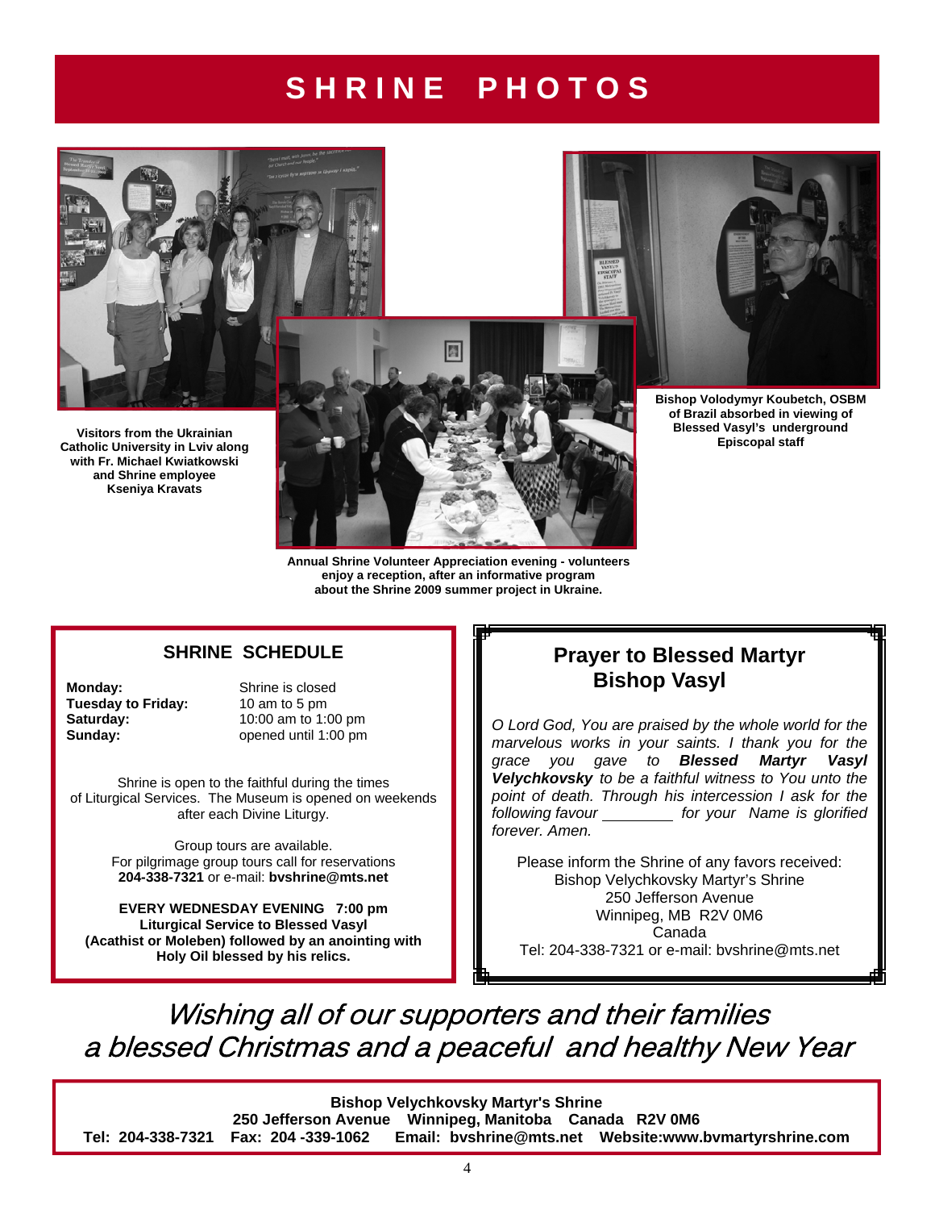# SHRINE PHOTOS

Visitors from the Ukrainian Catholic University in Lviv along with Fr. Michael Kwiatkowski and Shrine employee Kseniya Kravats

Annual Shrine Volunteer Appreciation evening - volunteers enjoy a reception, after an informative program about the Shrine 2009 summer project in Ukraine.

Bishop Volodymyr Koubetch, OSBM of Brazil absorbed in viewing of Blessed Vasyl's underground Episcopal staff

## SHRINE SCHEDULE

| | |
|---|---|
| **Monday:** | Shrine is closed |
| **Tuesday to Friday:** | 10 am to 5 pm |
| **Saturday:** | 10:00 am to 1:00 pm |
| **Sunday:** | opened until 1:00 pm |

Shrine is open to the faithful during the times of Liturgical Services. The Museum is opened on weekends after each Divine Liturgy.

Group tours are available.
For pilgrimage group tours call for reservations **204-338-7321** or e-mail: **bvshrine@mts.net**

**EVERY WEDNESDAY EVENING 7:00 pm**
**Liturgical Service to Blessed Vasyl**
**(Acathist or Moleben) followed by an anointing with Holy Oil blessed by his relics.**

## Prayer to Blessed Martyr Bishop Vasyl

*O Lord God, You are praised by the whole world for the marvelous works in your saints. I thank you for the grace you gave to **Blessed Martyr Vasyl Velychkovsky** to be a faithful witness to You unto the point of death. Through his intercession I ask for the following favour ________ for your Name is glorified forever. Amen.*

Please inform the Shrine of any favors received:
Bishop Velychkovsky Martyr's Shrine
250 Jefferson Avenue
Winnipeg, MB R2V 0M6
Canada
Tel: 204-338-7321 or e-mail: bvshrine@mts.net

*Wishing all of our supporters and their families a blessed Christmas and a peaceful and healthy New Year*

**Bishop Velychkovsky Martyr's Shrine**
**250 Jefferson Avenue Winnipeg, Manitoba Canada R2V 0M6**
**Tel: 204-338-7321 Fax: 204 -339-1062 Email: bvshrine@mts.net Website:www.bvmartyrshrine.com**